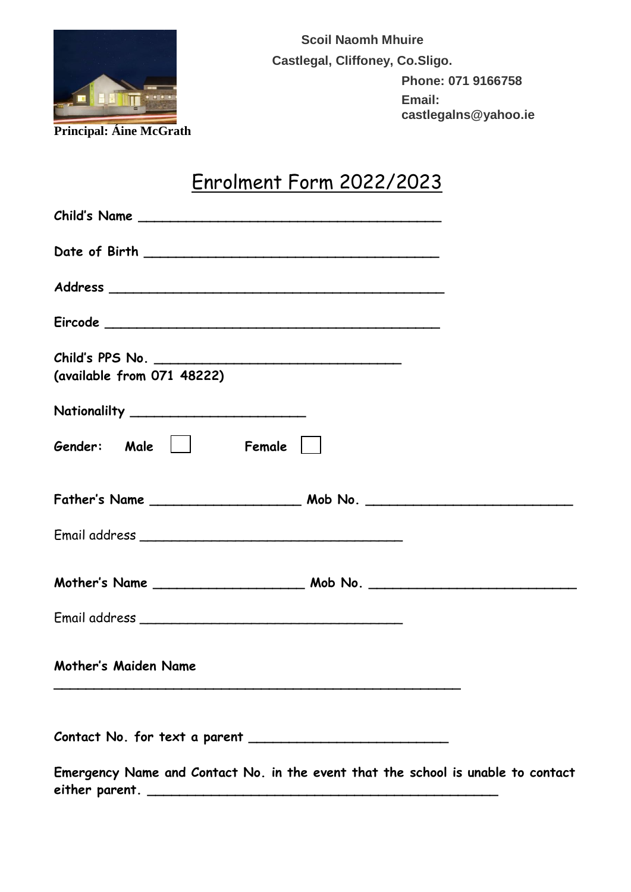**Scoil Naomh Mhuire**
**Castlegal, Cliffoney, Co.Sligo.**
**Phone: 071 9166758**
**Email: castlegalns@yahoo.ie**

**Principal: Áine McGrath**

# Enrolment Form 2022/2023

**Child's Name** ______________________________________

**Date of Birth** _____________________________________

**Address** __________________________________________

**Eircode** __________________________________________

**Child's PPS No.** ________________________________
**(available from 071 48222)**

**Nationalilty** ______________________

**Gender:** **Male** ☐ **Female** ☐

**Father's Name** ___________________ **Mob No.** __________________________

Email address _________________________________

**Mother's Name** ___________________ **Mob No.** __________________________

Email address _________________________________

**Mother's Maiden Name**

_____________________________________________________

**Contact No. for text a parent** _________________________

**Emergency Name and Contact No. in the event that the school is unable to contact either parent.** ______________________________________________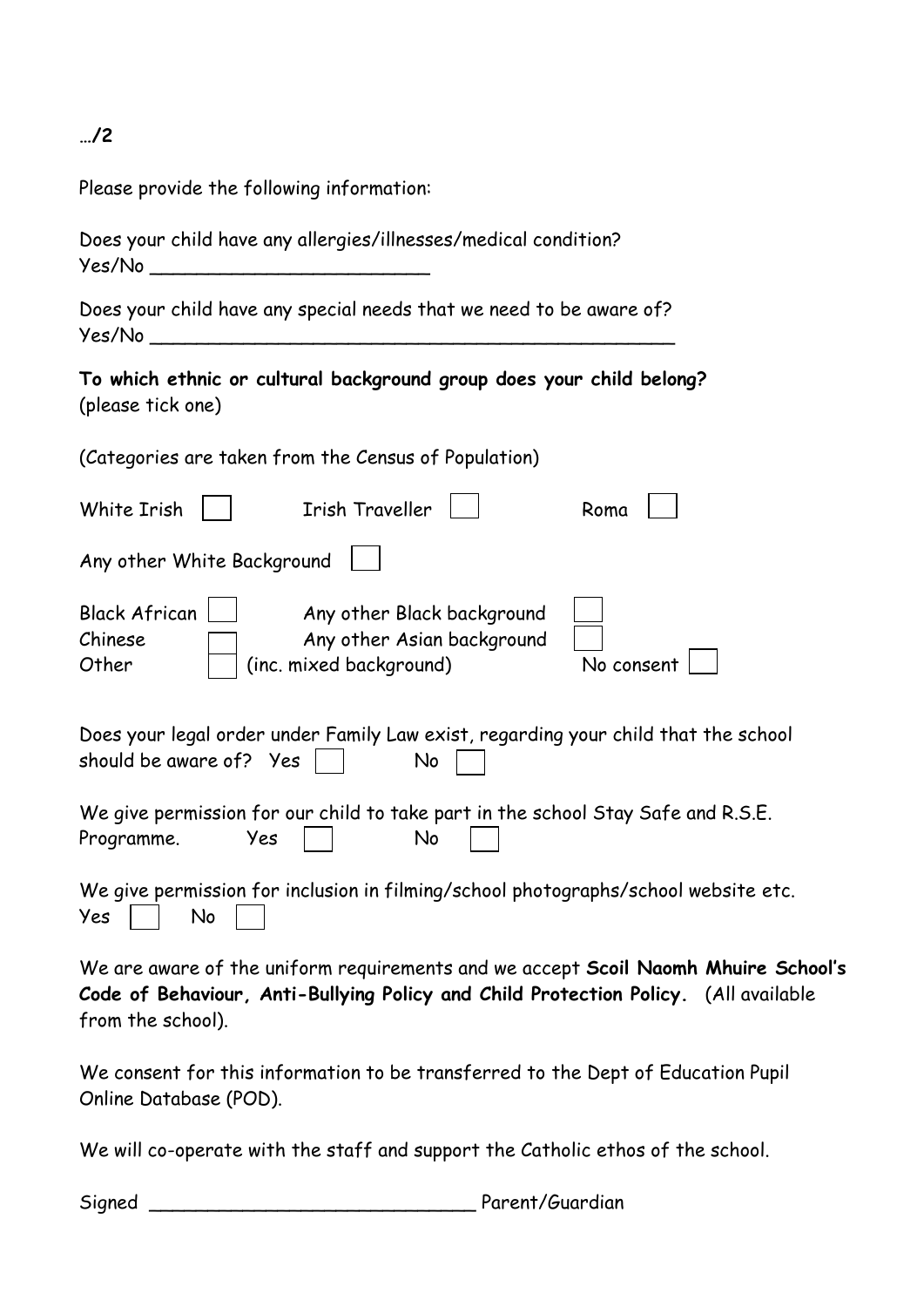…/2

Please provide the following information:

Does your child have any allergies/illnesses/medical condition?
Yes/No ________________________

Does your child have any special needs that we need to be aware of?
Yes/No ______________________________________________

**To which ethnic or cultural background group does your child belong?**
(please tick one)

(Categories are taken from the Census of Population)

White Irish ☐ Irish Traveller ☐ Roma ☐

Any other White Background ☐

Black African ☐ Any other Black background ☐
Chinese ☐ Any other Asian background ☐
Other ☐ (inc. mixed background) No consent ☐

Does your legal order under Family Law exist, regarding your child that the school should be aware of? Yes ☐ No ☐

We give permission for our child to take part in the school Stay Safe and R.S.E. Programme. Yes ☐ No ☐

We give permission for inclusion in filming/school photographs/school website etc.
Yes ☐ No ☐

We are aware of the uniform requirements and we accept **Scoil Naomh Mhuire School's Code of Behaviour, Anti-Bullying Policy and Child Protection Policy.** (All available from the school).

We consent for this information to be transferred to the Dept of Education Pupil Online Database (POD).

We will co-operate with the staff and support the Catholic ethos of the school.

Signed ____________________________ Parent/Guardian